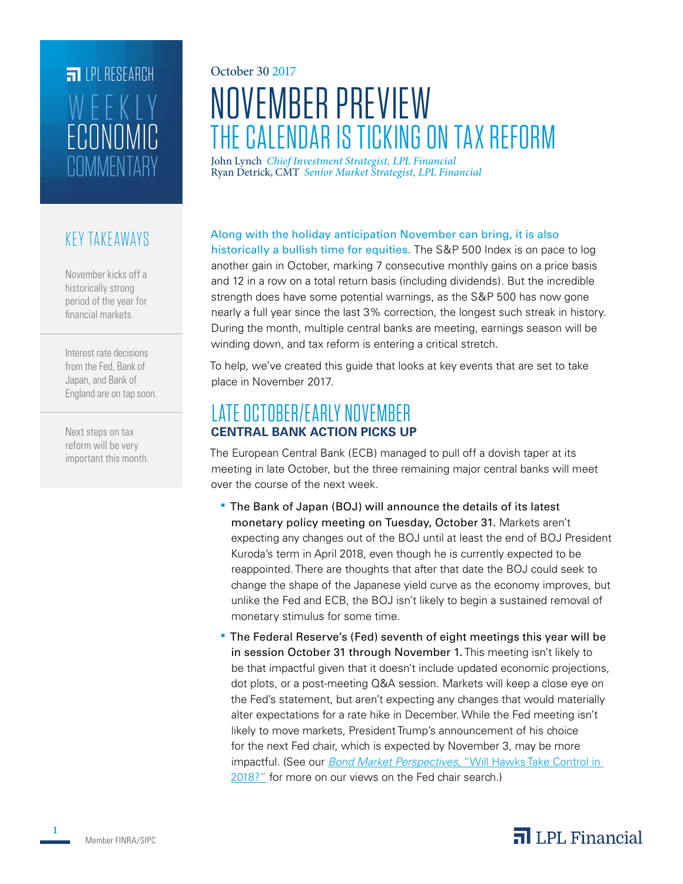LPL RESEARCH

WEEKLY ECONOMIC COMMENTARY

October 30 2017

# NOVEMBER PREVIEW
## THE CALENDAR IS TICKING ON TAX REFORM

John Lynch *Chief Investment Strategist, LPL Financial*
Ryan Detrick, CMT *Senior Market Strategist, LPL Financial*

### KEY TAKEAWAYS

November kicks off a historically strong period of the year for financial markets.

Interest rate decisions from the Fed, Bank of Japan, and Bank of England are on tap soon.

Next steps on tax reform will be very important this month.

Along with the holiday anticipation November can bring, it is also historically a bullish time for equities. The S&P 500 Index is on pace to log another gain in October, marking 7 consecutive monthly gains on a price basis and 12 in a row on a total return basis (including dividends). But the incredible strength does have some potential warnings, as the S&P 500 has now gone nearly a full year since the last 3% correction, the longest such streak in history. During the month, multiple central banks are meeting, earnings season will be winding down, and tax reform is entering a critical stretch.

To help, we've created this guide that looks at key events that are set to take place in November 2017.

## LATE OCTOBER/EARLY NOVEMBER
### CENTRAL BANK ACTION PICKS UP

The European Central Bank (ECB) managed to pull off a dovish taper at its meeting in late October, but the three remaining major central banks will meet over the course of the next week.

- The Bank of Japan (BOJ) will announce the details of its latest monetary policy meeting on Tuesday, October 31. Markets aren't expecting any changes out of the BOJ until at least the end of BOJ President Kuroda's term in April 2018, even though he is currently expected to be reappointed. There are thoughts that after that date the BOJ could seek to change the shape of the Japanese yield curve as the economy improves, but unlike the Fed and ECB, the BOJ isn't likely to begin a sustained removal of monetary stimulus for some time.
- The Federal Reserve's (Fed) seventh of eight meetings this year will be in session October 31 through November 1. This meeting isn't likely to be that impactful given that it doesn't include updated economic projections, dot plots, or a post-meeting Q&A session. Markets will keep a close eye on the Fed's statement, but aren't expecting any changes that would materially alter expectations for a rate hike in December. While the Fed meeting isn't likely to move markets, President Trump's announcement of his choice for the next Fed chair, which is expected by November 3, may be more impactful. (See our *Bond Market Perspectives*, "Will Hawks Take Control in 2018?" for more on our views on the Fed chair search.)

Member FINRA/SIPC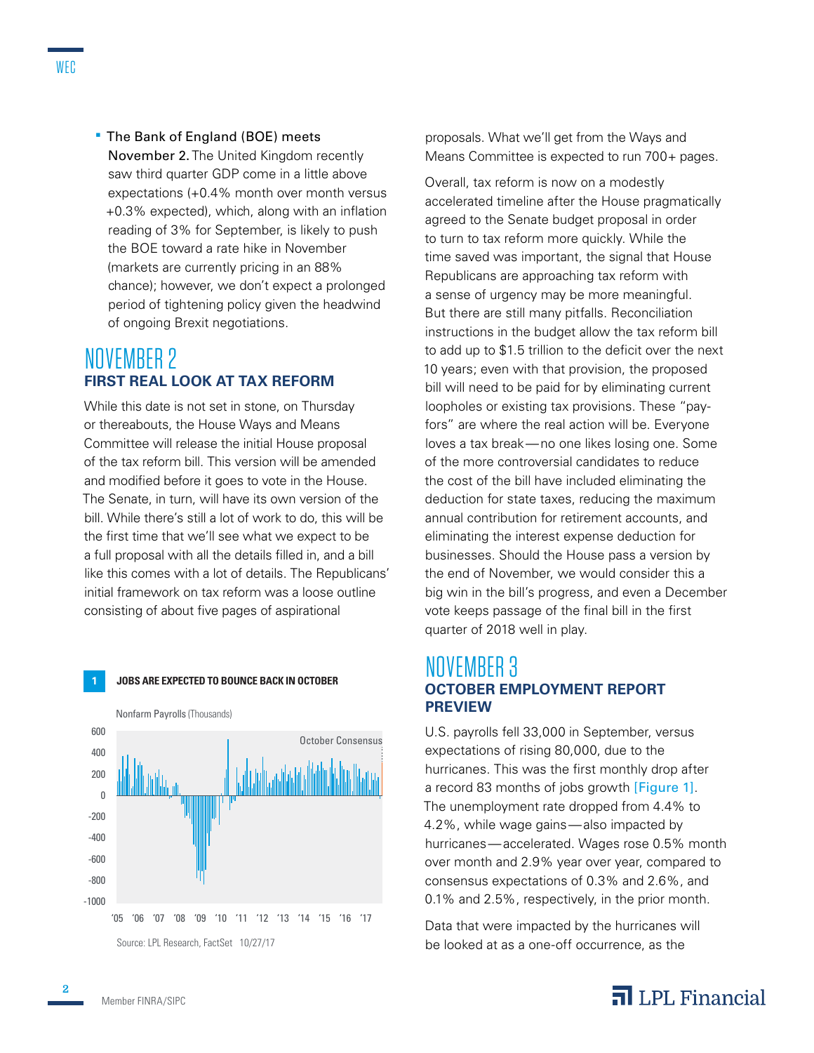- The Bank of England (BOE) meets November 2. The United Kingdom recently saw third quarter GDP come in a little above expectations (+0.4% month over month versus +0.3% expected), which, along with an inflation reading of 3% for September, is likely to push the BOE toward a rate hike in November (markets are currently pricing in an 88% chance); however, we don't expect a prolonged period of tightening policy given the headwind of ongoing Brexit negotiations.

## NOVEMBER 2
### FIRST REAL LOOK AT TAX REFORM

While this date is not set in stone, on Thursday or thereabouts, the House Ways and Means Committee will release the initial House proposal of the tax reform bill. This version will be amended and modified before it goes to vote in the House. The Senate, in turn, will have its own version of the bill. While there's still a lot of work to do, this will be the first time that we'll see what we expect to be a full proposal with all the details filled in, and a bill like this comes with a lot of details. The Republicans' initial framework on tax reform was a loose outline consisting of about five pages of aspirational proposals. What we'll get from the Ways and Means Committee is expected to run 700+ pages.

Overall, tax reform is now on a modestly accelerated timeline after the House pragmatically agreed to the Senate budget proposal in order to turn to tax reform more quickly. While the time saved was important, the signal that House Republicans are approaching tax reform with a sense of urgency may be more meaningful. But there are still many pitfalls. Reconciliation instructions in the budget allow the tax reform bill to add up to $1.5 trillion to the deficit over the next 10 years; even with that provision, the proposed bill will need to be paid for by eliminating current loopholes or existing tax provisions. These "pay-fors" are where the real action will be. Everyone loves a tax break—no one likes losing one. Some of the more controversial candidates to reduce the cost of the bill have included eliminating the deduction for state taxes, reducing the maximum annual contribution for retirement accounts, and eliminating the interest expense deduction for businesses. Should the House pass a version by the end of November, we would consider this a big win in the bill's progress, and even a December vote keeps passage of the final bill in the first quarter of 2018 well in play.

**1 JOBS ARE EXPECTED TO BOUNCE BACK IN OCTOBER**

Nonfarm Payrolls (Thousands)

Source: LPL Research, FactSet 10/27/17

## NOVEMBER 3
### OCTOBER EMPLOYMENT REPORT PREVIEW

U.S. payrolls fell 33,000 in September, versus expectations of rising 80,000, due to the hurricanes. This was the first monthly drop after a record 83 months of jobs growth [Figure 1]. The unemployment rate dropped from 4.4% to 4.2%, while wage gains—also impacted by hurricanes—accelerated. Wages rose 0.5% month over month and 2.9% year over year, compared to consensus expectations of 0.3% and 2.6%, and 0.1% and 2.5%, respectively, in the prior month.

Data that were impacted by the hurricanes will be looked at as a one-off occurrence, as the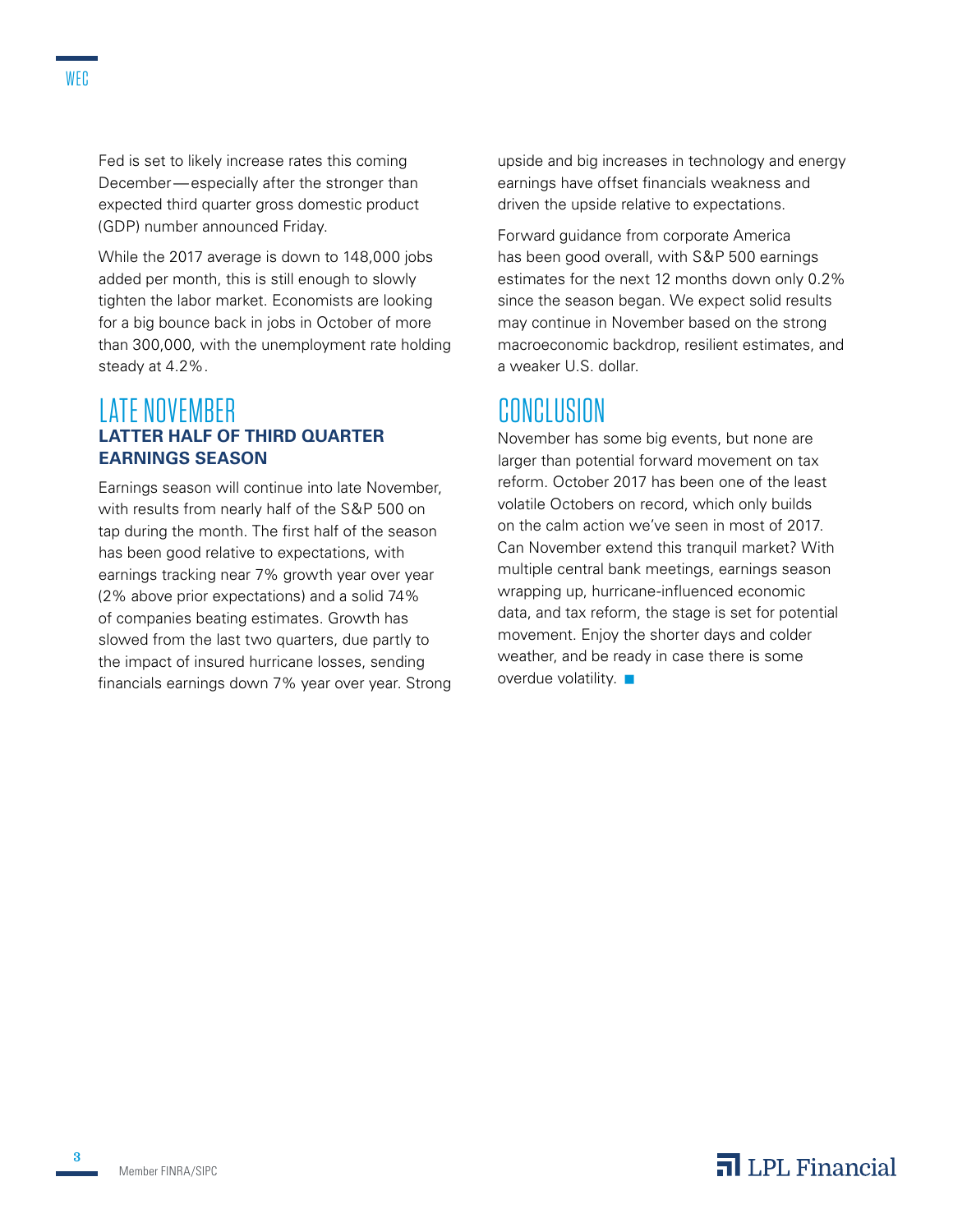Fed is set to likely increase rates this coming December — especially after the stronger than expected third quarter gross domestic product (GDP) number announced Friday.

While the 2017 average is down to 148,000 jobs added per month, this is still enough to slowly tighten the labor market. Economists are looking for a big bounce back in jobs in October of more than 300,000, with the unemployment rate holding steady at 4.2%.

## LATE NOVEMBER

### LATTER HALF OF THIRD QUARTER EARNINGS SEASON

Earnings season will continue into late November, with results from nearly half of the S&P 500 on tap during the month. The first half of the season has been good relative to expectations, with earnings tracking near 7% growth year over year (2% above prior expectations) and a solid 74% of companies beating estimates. Growth has slowed from the last two quarters, due partly to the impact of insured hurricane losses, sending financials earnings down 7% year over year. Strong upside and big increases in technology and energy earnings have offset financials weakness and driven the upside relative to expectations.

Forward guidance from corporate America has been good overall, with S&P 500 earnings estimates for the next 12 months down only 0.2% since the season began. We expect solid results may continue in November based on the strong macroeconomic backdrop, resilient estimates, and a weaker U.S. dollar.

## CONCLUSION

November has some big events, but none are larger than potential forward movement on tax reform. October 2017 has been one of the least volatile Octobers on record, which only builds on the calm action we've seen in most of 2017. Can November extend this tranquil market? With multiple central bank meetings, earnings season wrapping up, hurricane-influenced economic data, and tax reform, the stage is set for potential movement. Enjoy the shorter days and colder weather, and be ready in case there is some overdue volatility. ■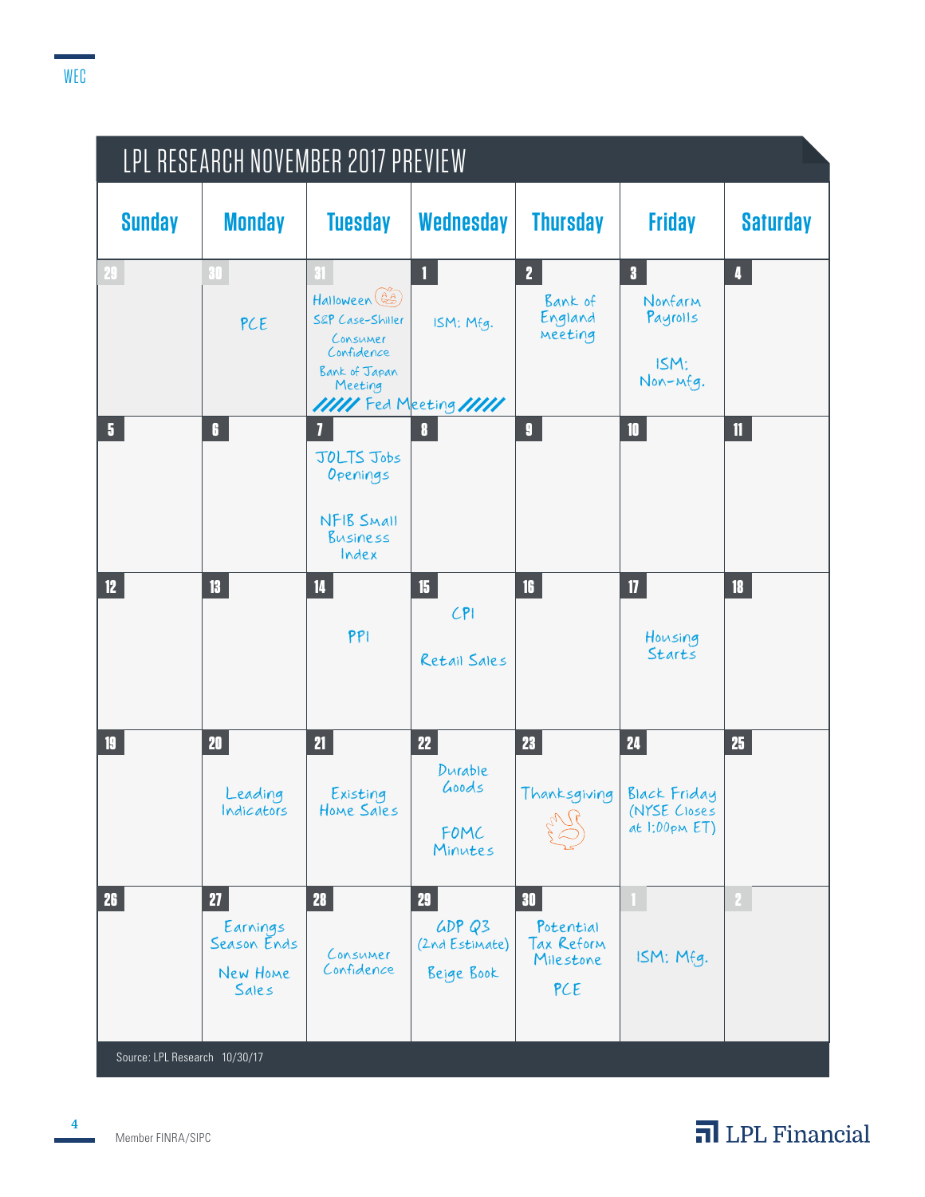# LPL RESEARCH NOVEMBER 2017 PREVIEW

| Sunday | Monday | Tuesday | Wednesday | Thursday | Friday | Saturday |
|---|---|---|---|---|---|---|
| 29 | 30 PCE | 31 Halloween; S&P Case-Shiller; Consumer Confidence; Bank of Japan Meeting; Fed Meeting | 1 ISM: Mfg.; Fed Meeting | 2 Bank of England meeting | 3 Nonfarm Payrolls; ISM: Non-Mfg. | 4 |
| 5 | 6 | 7 JOLTS Jobs Openings; NFIB Small Business Index | 8 | 9 | 10 | 11 |
| 12 | 13 | 14 PPI | 15 CPI; Retail Sales | 16 | 17 Housing Starts | 18 |
| 19 | 20 Leading Indicators | 21 Existing Home Sales | 22 Durable Goods; FOMC Minutes | 23 Thanksgiving | 24 Black Friday (NYSE Closes at 1:00pm ET) | 25 |
| 26 | 27 Earnings Season Ends; New Home Sales | 28 Consumer Confidence | 29 GDP Q3 (2nd Estimate); Beige Book | 30 Potential Tax Reform Milestone; PCE | 1 ISM: Mfg. | 2 |

Source: LPL Research 10/30/17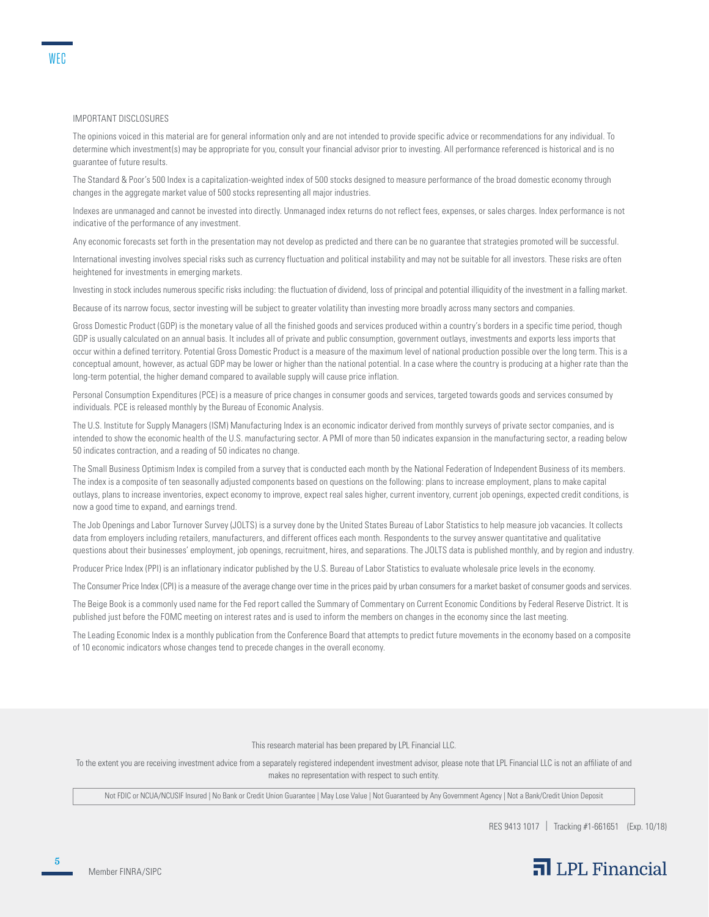IMPORTANT DISCLOSURES

The opinions voiced in this material are for general information only and are not intended to provide specific advice or recommendations for any individual. To determine which investment(s) may be appropriate for you, consult your financial advisor prior to investing. All performance referenced is historical and is no guarantee of future results.

The Standard & Poor's 500 Index is a capitalization-weighted index of 500 stocks designed to measure performance of the broad domestic economy through changes in the aggregate market value of 500 stocks representing all major industries.

Indexes are unmanaged and cannot be invested into directly. Unmanaged index returns do not reflect fees, expenses, or sales charges. Index performance is not indicative of the performance of any investment.

Any economic forecasts set forth in the presentation may not develop as predicted and there can be no guarantee that strategies promoted will be successful.

International investing involves special risks such as currency fluctuation and political instability and may not be suitable for all investors. These risks are often heightened for investments in emerging markets.

Investing in stock includes numerous specific risks including: the fluctuation of dividend, loss of principal and potential illiquidity of the investment in a falling market.

Because of its narrow focus, sector investing will be subject to greater volatility than investing more broadly across many sectors and companies.

Gross Domestic Product (GDP) is the monetary value of all the finished goods and services produced within a country's borders in a specific time period, though GDP is usually calculated on an annual basis. It includes all of private and public consumption, government outlays, investments and exports less imports that occur within a defined territory. Potential Gross Domestic Product is a measure of the maximum level of national production possible over the long term. This is a conceptual amount, however, as actual GDP may be lower or higher than the national potential. In a case where the country is producing at a higher rate than the long-term potential, the higher demand compared to available supply will cause price inflation.

Personal Consumption Expenditures (PCE) is a measure of price changes in consumer goods and services, targeted towards goods and services consumed by individuals. PCE is released monthly by the Bureau of Economic Analysis.

The U.S. Institute for Supply Managers (ISM) Manufacturing Index is an economic indicator derived from monthly surveys of private sector companies, and is intended to show the economic health of the U.S. manufacturing sector. A PMI of more than 50 indicates expansion in the manufacturing sector, a reading below 50 indicates contraction, and a reading of 50 indicates no change.

The Small Business Optimism Index is compiled from a survey that is conducted each month by the National Federation of Independent Business of its members. The index is a composite of ten seasonally adjusted components based on questions on the following: plans to increase employment, plans to make capital outlays, plans to increase inventories, expect economy to improve, expect real sales higher, current inventory, current job openings, expected credit conditions, is now a good time to expand, and earnings trend.

The Job Openings and Labor Turnover Survey (JOLTS) is a survey done by the United States Bureau of Labor Statistics to help measure job vacancies. It collects data from employers including retailers, manufacturers, and different offices each month. Respondents to the survey answer quantitative and qualitative questions about their businesses' employment, job openings, recruitment, hires, and separations. The JOLTS data is published monthly, and by region and industry.

Producer Price Index (PPI) is an inflationary indicator published by the U.S. Bureau of Labor Statistics to evaluate wholesale price levels in the economy.

The Consumer Price Index (CPI) is a measure of the average change over time in the prices paid by urban consumers for a market basket of consumer goods and services.

The Beige Book is a commonly used name for the Fed report called the Summary of Commentary on Current Economic Conditions by Federal Reserve District. It is published just before the FOMC meeting on interest rates and is used to inform the members on changes in the economy since the last meeting.

The Leading Economic Index is a monthly publication from the Conference Board that attempts to predict future movements in the economy based on a composite of 10 economic indicators whose changes tend to precede changes in the overall economy.

This research material has been prepared by LPL Financial LLC.

To the extent you are receiving investment advice from a separately registered independent investment advisor, please note that LPL Financial LLC is not an affiliate of and makes no representation with respect to such entity.

Not FDIC or NCUA/NCUSIF Insured | No Bank or Credit Union Guarantee | May Lose Value | Not Guaranteed by Any Government Agency | Not a Bank/Credit Union Deposit

RES 9413 1017 | Tracking #1-661651 (Exp. 10/18)

Member FINRA/SIPC

LPL Financial